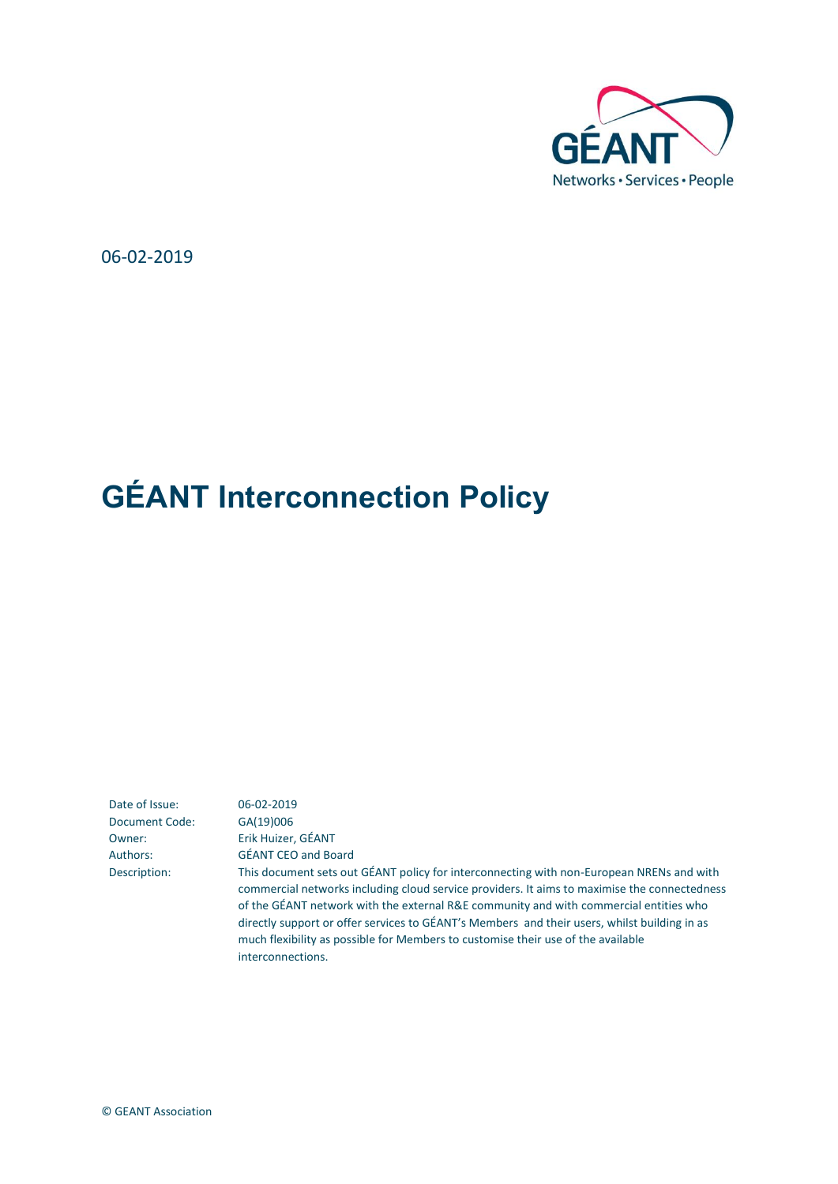06-02-2019

# GÉANT Interconnection Policy

| | |
|---|---|
| Date of Issue: | 06-02-2019 |
| Document Code: | GA(19)006 |
| Owner: | Erik Huizer, GÉANT |
| Authors: | GÉANT CEO and Board |
| Description: | This document sets out GÉANT policy for interconnecting with non-European NRENs and with commercial networks including cloud service providers. It aims to maximise the connectedness of the GÉANT network with the external R&E community and with commercial entities who directly support or offer services to GÉANT's Members and their users, whilst building in as much flexibility as possible for Members to customise their use of the available interconnections. |

© GEANT Association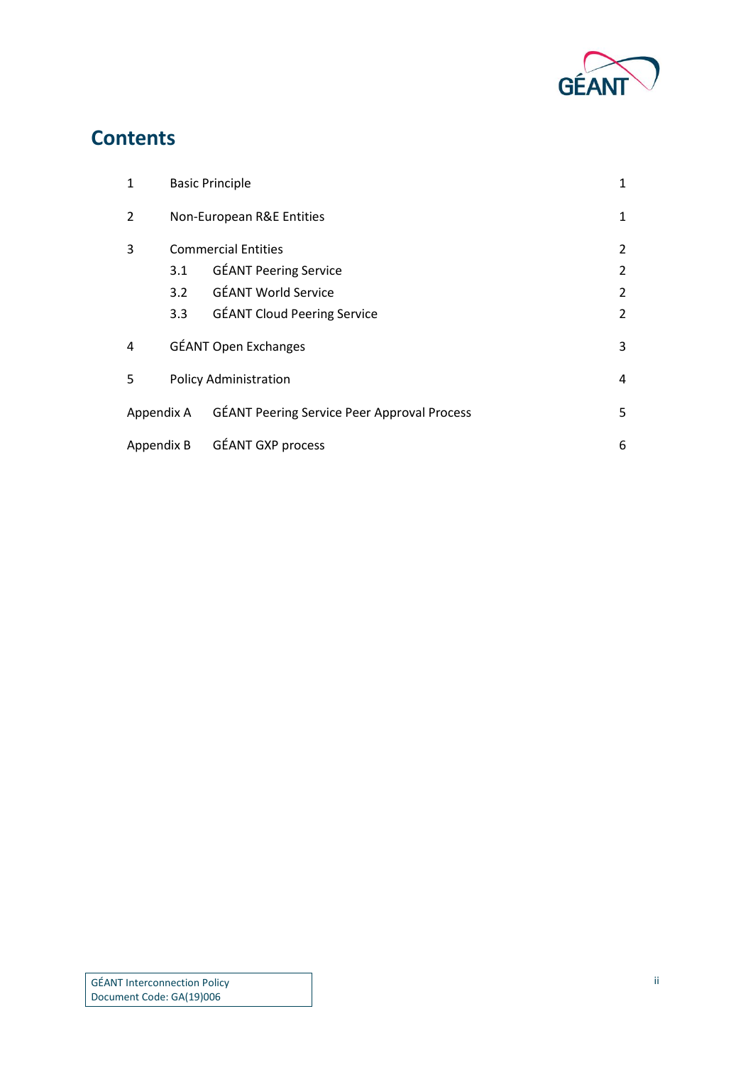# Contents

| | | |
|---|---|---|
| 1 | Basic Principle | 1 |
| 2 | Non-European R&E Entities | 1 |
| 3 | Commercial Entities | 2 |
| 3.1 | GÉANT Peering Service | 2 |
| 3.2 | GÉANT World Service | 2 |
| 3.3 | GÉANT Cloud Peering Service | 2 |
| 4 | GÉANT Open Exchanges | 3 |
| 5 | Policy Administration | 4 |
| Appendix A | GÉANT Peering Service Peer Approval Process | 5 |
| Appendix B | GÉANT GXP process | 6 |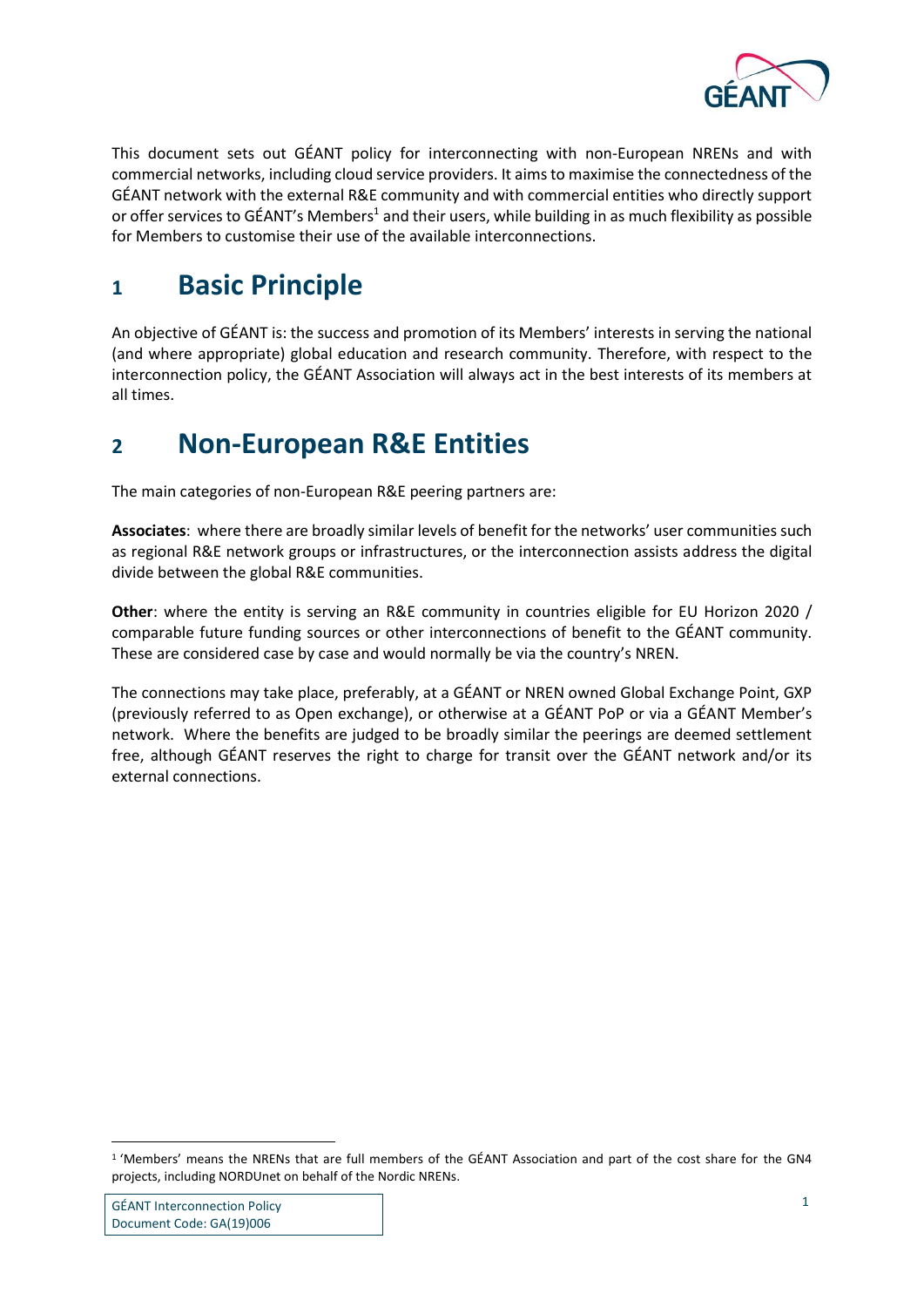This document sets out GÉANT policy for interconnecting with non-European NRENs and with commercial networks, including cloud service providers. It aims to maximise the connectedness of the GÉANT network with the external R&E community and with commercial entities who directly support or offer services to GÉANT's Members[1] and their users, while building in as much flexibility as possible for Members to customise their use of the available interconnections.

# 1 Basic Principle

An objective of GÉANT is: the success and promotion of its Members' interests in serving the national (and where appropriate) global education and research community. Therefore, with respect to the interconnection policy, the GÉANT Association will always act in the best interests of its members at all times.

# 2 Non-European R&E Entities

The main categories of non-European R&E peering partners are:

**Associates**: where there are broadly similar levels of benefit for the networks' user communities such as regional R&E network groups or infrastructures, or the interconnection assists address the digital divide between the global R&E communities.

**Other**: where the entity is serving an R&E community in countries eligible for EU Horizon 2020 / comparable future funding sources or other interconnections of benefit to the GÉANT community. These are considered case by case and would normally be via the country's NREN.

The connections may take place, preferably, at a GÉANT or NREN owned Global Exchange Point, GXP (previously referred to as Open exchange), or otherwise at a GÉANT PoP or via a GÉANT Member's network. Where the benefits are judged to be broadly similar the peerings are deemed settlement free, although GÉANT reserves the right to charge for transit over the GÉANT network and/or its external connections.

[1] 'Members' means the NRENs that are full members of the GÉANT Association and part of the cost share for the GN4 projects, including NORDUnet on behalf of the Nordic NRENs.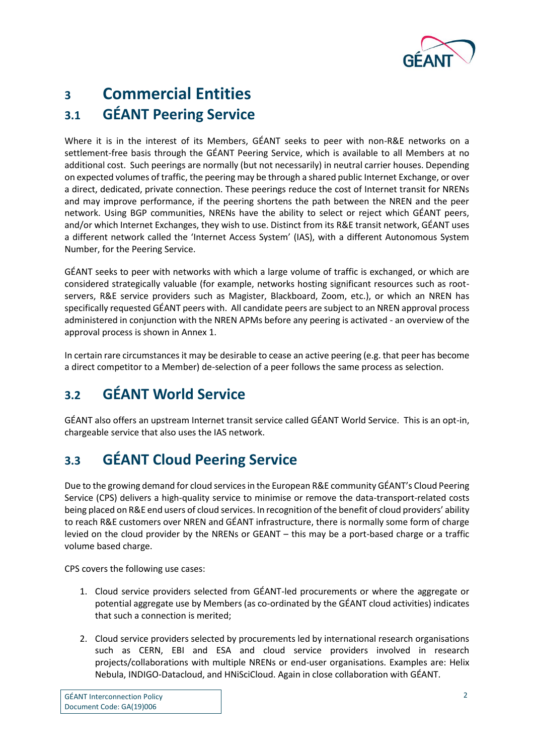# 3 Commercial Entities

## 3.1 GÉANT Peering Service

Where it is in the interest of its Members, GÉANT seeks to peer with non-R&E networks on a settlement-free basis through the GÉANT Peering Service, which is available to all Members at no additional cost. Such peerings are normally (but not necessarily) in neutral carrier houses. Depending on expected volumes of traffic, the peering may be through a shared public Internet Exchange, or over a direct, dedicated, private connection. These peerings reduce the cost of Internet transit for NRENs and may improve performance, if the peering shortens the path between the NREN and the peer network. Using BGP communities, NRENs have the ability to select or reject which GÉANT peers, and/or which Internet Exchanges, they wish to use. Distinct from its R&E transit network, GÉANT uses a different network called the 'Internet Access System' (IAS), with a different Autonomous System Number, for the Peering Service.

GÉANT seeks to peer with networks with which a large volume of traffic is exchanged, or which are considered strategically valuable (for example, networks hosting significant resources such as root-servers, R&E service providers such as Magister, Blackboard, Zoom, etc.), or which an NREN has specifically requested GÉANT peers with. All candidate peers are subject to an NREN approval process administered in conjunction with the NREN APMs before any peering is activated - an overview of the approval process is shown in Annex 1.

In certain rare circumstances it may be desirable to cease an active peering (e.g. that peer has become a direct competitor to a Member) de-selection of a peer follows the same process as selection.

## 3.2 GÉANT World Service

GÉANT also offers an upstream Internet transit service called GÉANT World Service. This is an opt-in, chargeable service that also uses the IAS network.

## 3.3 GÉANT Cloud Peering Service

Due to the growing demand for cloud services in the European R&E community GÉANT's Cloud Peering Service (CPS) delivers a high-quality service to minimise or remove the data-transport-related costs being placed on R&E end users of cloud services. In recognition of the benefit of cloud providers' ability to reach R&E customers over NREN and GÉANT infrastructure, there is normally some form of charge levied on the cloud provider by the NRENs or GEANT – this may be a port-based charge or a traffic volume based charge.

CPS covers the following use cases:

1. Cloud service providers selected from GÉANT-led procurements or where the aggregate or potential aggregate use by Members (as co-ordinated by the GÉANT cloud activities) indicates that such a connection is merited;

2. Cloud service providers selected by procurements led by international research organisations such as CERN, EBI and ESA and cloud service providers involved in research projects/collaborations with multiple NRENs or end-user organisations. Examples are: Helix Nebula, INDIGO-Datacloud, and HNiSciCloud. Again in close collaboration with GÉANT.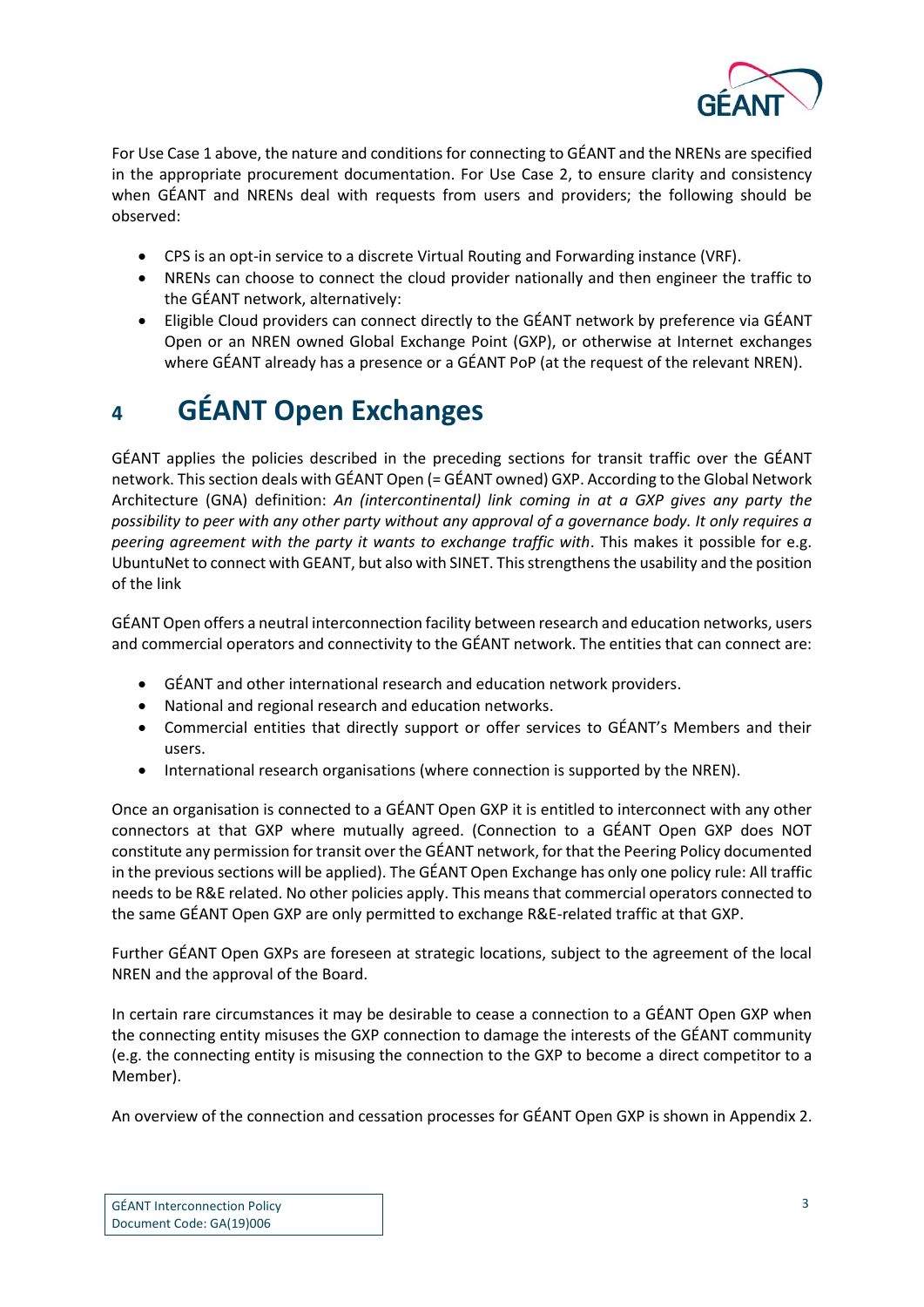For Use Case 1 above, the nature and conditions for connecting to GÉANT and the NRENs are specified in the appropriate procurement documentation. For Use Case 2, to ensure clarity and consistency when GÉANT and NRENs deal with requests from users and providers; the following should be observed:

- CPS is an opt-in service to a discrete Virtual Routing and Forwarding instance (VRF).
- NRENs can choose to connect the cloud provider nationally and then engineer the traffic to the GÉANT network, alternatively:
- Eligible Cloud providers can connect directly to the GÉANT network by preference via GÉANT Open or an NREN owned Global Exchange Point (GXP), or otherwise at Internet exchanges where GÉANT already has a presence or a GÉANT PoP (at the request of the relevant NREN).

# 4 GÉANT Open Exchanges

GÉANT applies the policies described in the preceding sections for transit traffic over the GÉANT network. This section deals with GÉANT Open (= GÉANT owned) GXP. According to the Global Network Architecture (GNA) definition: *An (intercontinental) link coming in at a GXP gives any party the possibility to peer with any other party without any approval of a governance body. It only requires a peering agreement with the party it wants to exchange traffic with*. This makes it possible for e.g. UbuntuNet to connect with GEANT, but also with SINET. This strengthens the usability and the position of the link

GÉANT Open offers a neutral interconnection facility between research and education networks, users and commercial operators and connectivity to the GÉANT network. The entities that can connect are:

- GÉANT and other international research and education network providers.
- National and regional research and education networks.
- Commercial entities that directly support or offer services to GÉANT's Members and their users.
- International research organisations (where connection is supported by the NREN).

Once an organisation is connected to a GÉANT Open GXP it is entitled to interconnect with any other connectors at that GXP where mutually agreed. (Connection to a GÉANT Open GXP does NOT constitute any permission for transit over the GÉANT network, for that the Peering Policy documented in the previous sections will be applied). The GÉANT Open Exchange has only one policy rule: All traffic needs to be R&E related. No other policies apply. This means that commercial operators connected to the same GÉANT Open GXP are only permitted to exchange R&E-related traffic at that GXP.

Further GÉANT Open GXPs are foreseen at strategic locations, subject to the agreement of the local NREN and the approval of the Board.

In certain rare circumstances it may be desirable to cease a connection to a GÉANT Open GXP when the connecting entity misuses the GXP connection to damage the interests of the GÉANT community (e.g. the connecting entity is misusing the connection to the GXP to become a direct competitor to a Member).

An overview of the connection and cessation processes for GÉANT Open GXP is shown in Appendix 2.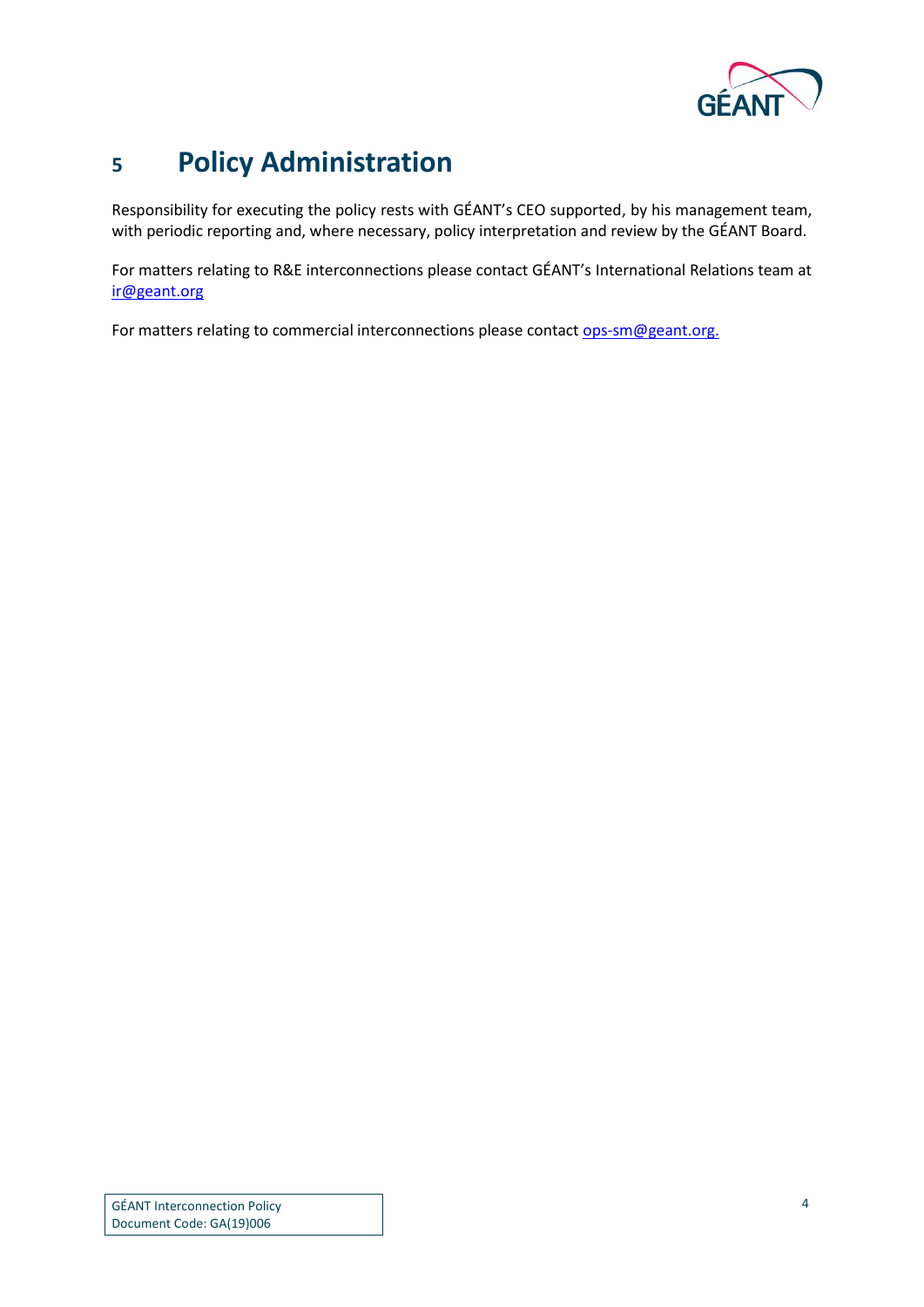# 5 Policy Administration

Responsibility for executing the policy rests with GÉANT's CEO supported, by his management team, with periodic reporting and, where necessary, policy interpretation and review by the GÉANT Board.

For matters relating to R&E interconnections please contact GÉANT's International Relations team at ir@geant.org

For matters relating to commercial interconnections please contact ops-sm@geant.org.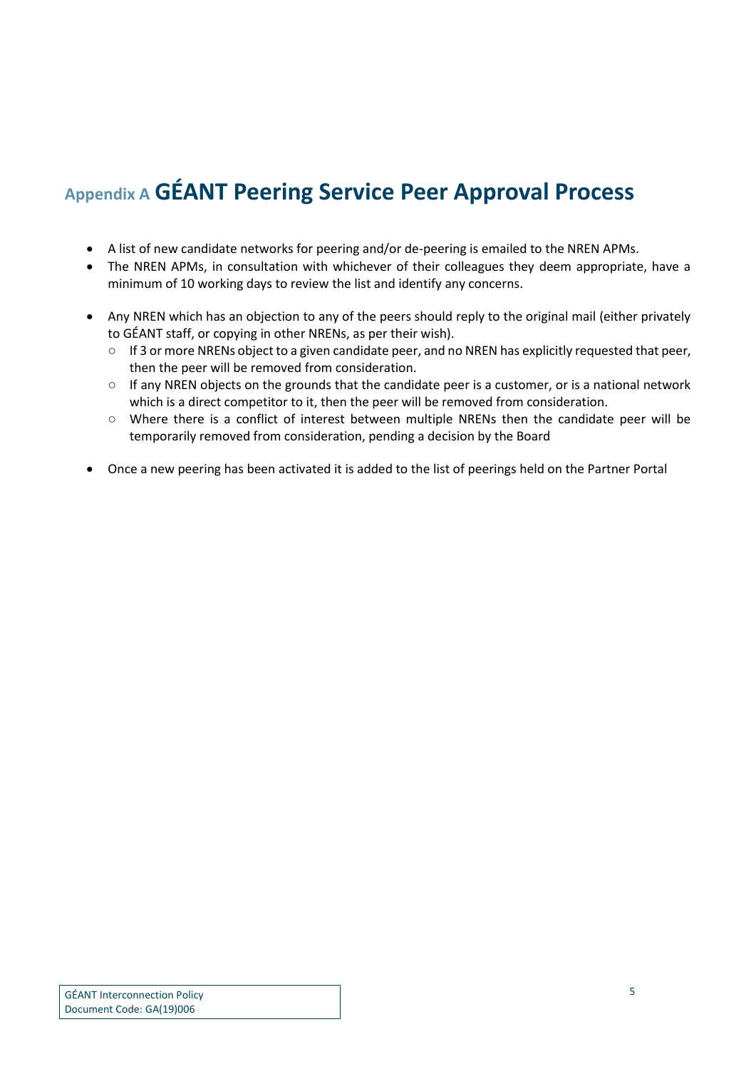# Appendix A GÉANT Peering Service Peer Approval Process

- A list of new candidate networks for peering and/or de-peering is emailed to the NREN APMs.
- The NREN APMs, in consultation with whichever of their colleagues they deem appropriate, have a minimum of 10 working days to review the list and identify any concerns.
- Any NREN which has an objection to any of the peers should reply to the original mail (either privately to GÉANT staff, or copying in other NRENs, as per their wish).
    - If 3 or more NRENs object to a given candidate peer, and no NREN has explicitly requested that peer, then the peer will be removed from consideration.
    - If any NREN objects on the grounds that the candidate peer is a customer, or is a national network which is a direct competitor to it, then the peer will be removed from consideration.
    - Where there is a conflict of interest between multiple NRENs then the candidate peer will be temporarily removed from consideration, pending a decision by the Board
- Once a new peering has been activated it is added to the list of peerings held on the Partner Portal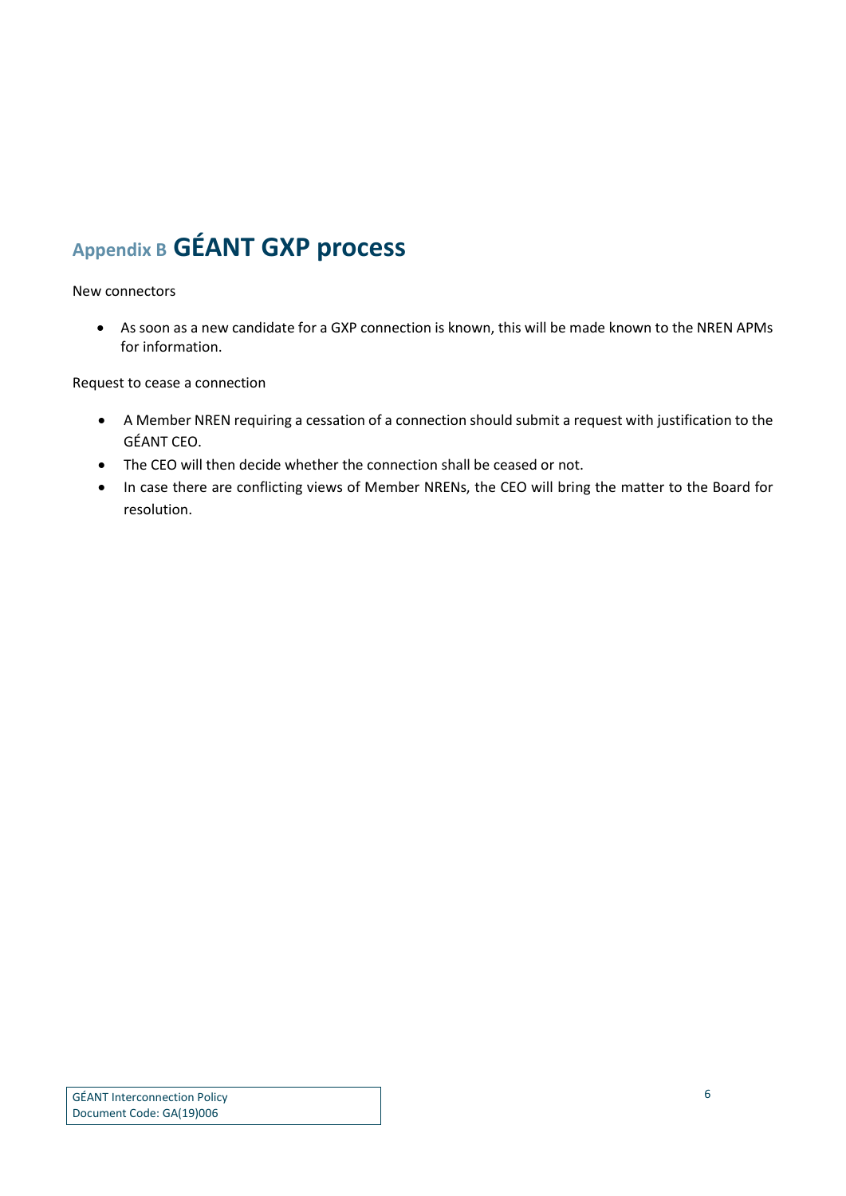# Appendix B GÉANT GXP process

New connectors

- As soon as a new candidate for a GXP connection is known, this will be made known to the NREN APMs for information.

Request to cease a connection

- A Member NREN requiring a cessation of a connection should submit a request with justification to the GÉANT CEO.
- The CEO will then decide whether the connection shall be ceased or not.
- In case there are conflicting views of Member NRENs, the CEO will bring the matter to the Board for resolution.